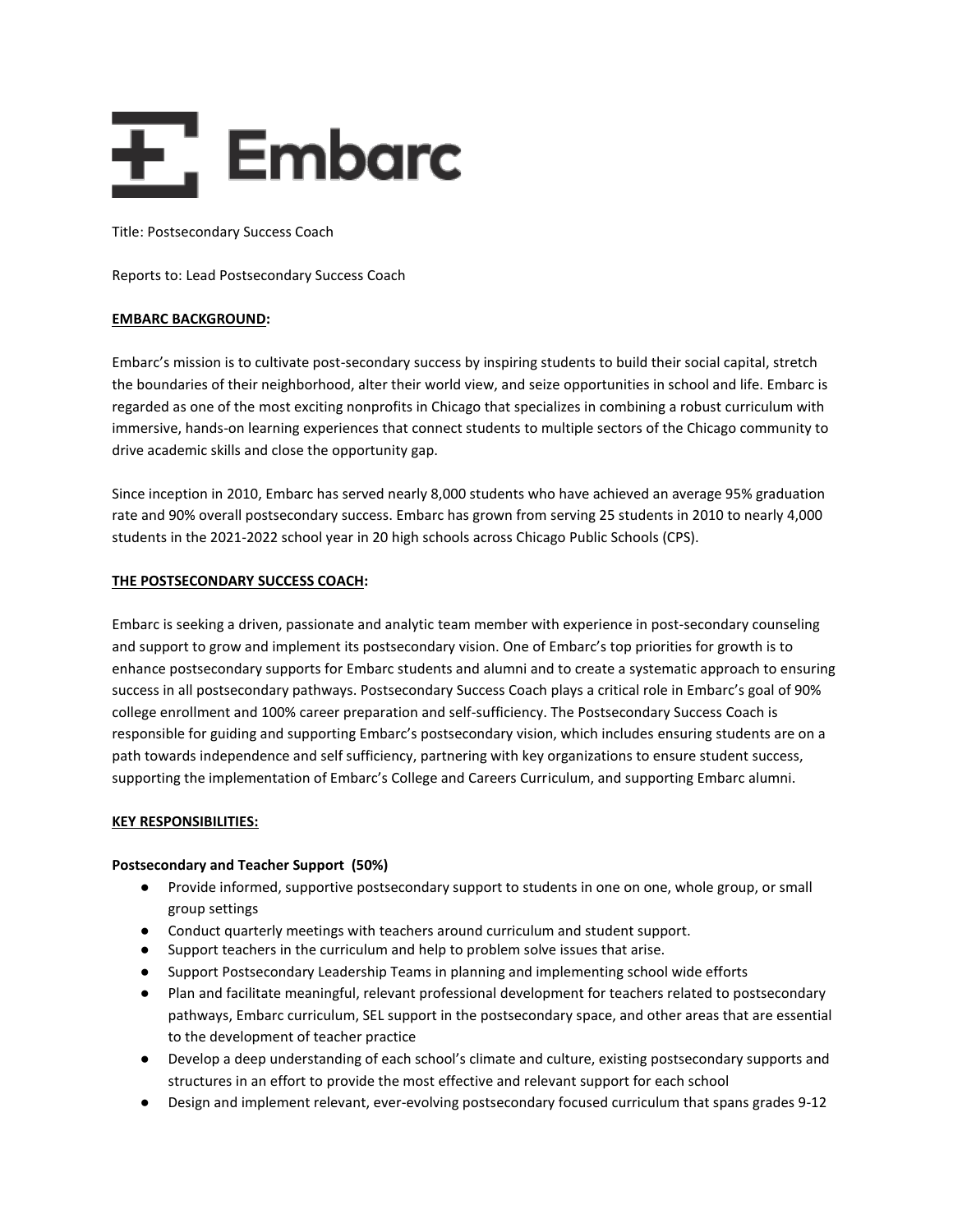Title: Postsecondary Success Coach

Reports to: Lead Postsecondary Success Coach

## EMBARC BACKGROUND:

Embarc's mission is to cultivate post-secondary success by inspiring students to build their social capital, stretch the boundaries of their neighborhood, alter their world view, and seize opportunities in school and life. Embarc is regarded as one of the most exciting nonprofits in Chicago that specializes in combining a robust curriculum with immersive, hands-on learning experiences that connect students to multiple sectors of the Chicago community to drive academic skills and close the opportunity gap.

Since inception in 2010, Embarc has served nearly 8,000 students who have achieved an average 95% graduation rate and 90% overall postsecondary success. Embarc has grown from serving 25 students in 2010 to nearly 4,000 students in the 2021-2022 school year in 20 high schools across Chicago Public Schools (CPS).

## THE POSTSECONDARY SUCCESS COACH:

Embarc is seeking a driven, passionate and analytic team member with experience in post-secondary counseling and support to grow and implement its postsecondary vision. One of Embarc's top priorities for growth is to enhance postsecondary supports for Embarc students and alumni and to create a systematic approach to ensuring success in all postsecondary pathways. Postsecondary Success Coach plays a critical role in Embarc's goal of 90% college enrollment and 100% career preparation and self-sufficiency. The Postsecondary Success Coach is responsible for guiding and supporting Embarc's postsecondary vision, which includes ensuring students are on a path towards independence and self sufficiency, partnering with key organizations to ensure student success, supporting the implementation of Embarc's College and Careers Curriculum, and supporting Embarc alumni.

## KEY RESPONSIBILITIES:

### Postsecondary and Teacher Support (50%)

- Provide informed, supportive postsecondary support to students in one on one, whole group, or small group settings
- Conduct quarterly meetings with teachers around curriculum and student support.
- Support teachers in the curriculum and help to problem solve issues that arise.
- Support Postsecondary Leadership Teams in planning and implementing school wide efforts
- Plan and facilitate meaningful, relevant professional development for teachers related to postsecondary pathways, Embarc curriculum, SEL support in the postsecondary space, and other areas that are essential to the development of teacher practice
- Develop a deep understanding of each school's climate and culture, existing postsecondary supports and structures in an effort to provide the most effective and relevant support for each school
- Design and implement relevant, ever-evolving postsecondary focused curriculum that spans grades 9-12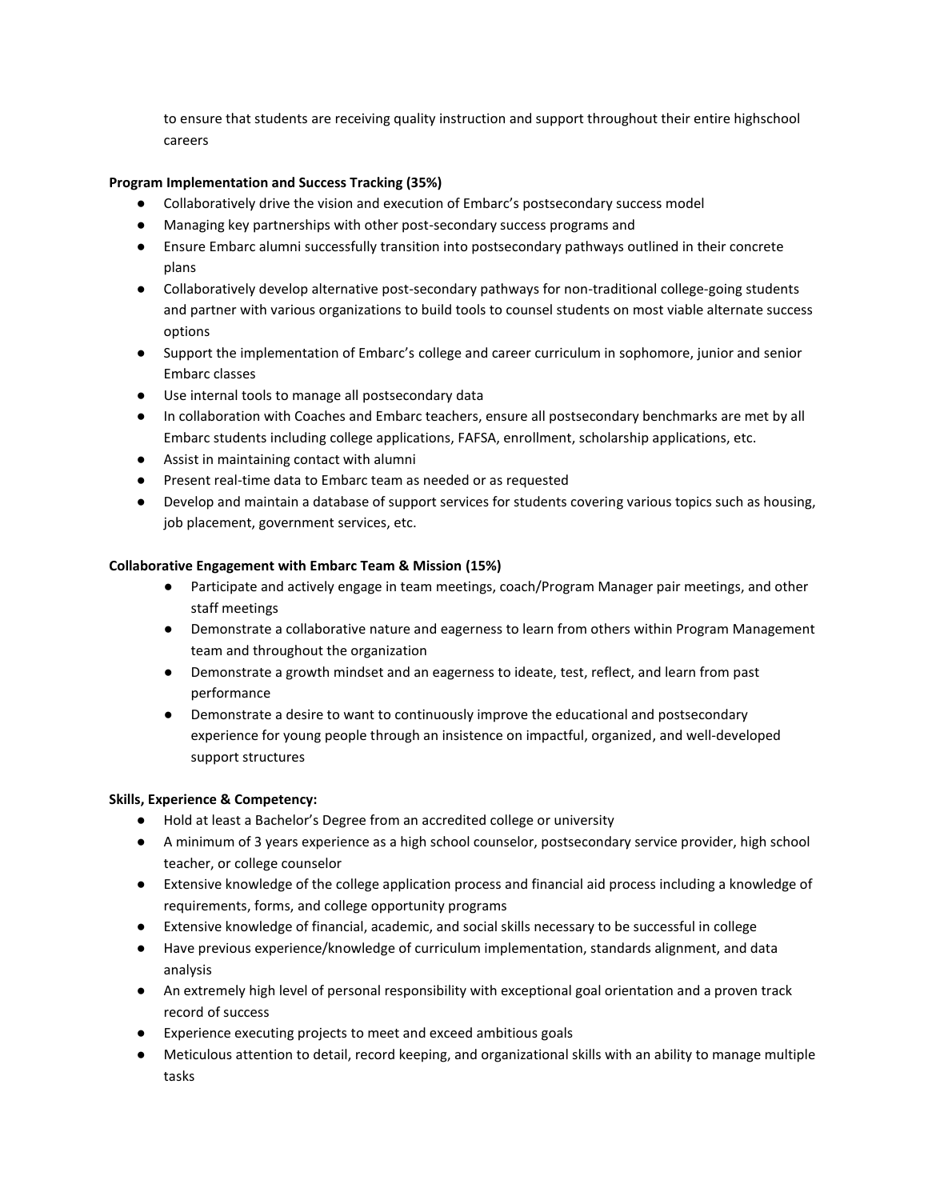to ensure that students are receiving quality instruction and support throughout their entire highschool careers

**Program Implementation and Success Tracking (35%)**

- Collaboratively drive the vision and execution of Embarc's postsecondary success model
- Managing key partnerships with other post-secondary success programs and
- Ensure Embarc alumni successfully transition into postsecondary pathways outlined in their concrete plans
- Collaboratively develop alternative post-secondary pathways for non-traditional college-going students and partner with various organizations to build tools to counsel students on most viable alternate success options
- Support the implementation of Embarc's college and career curriculum in sophomore, junior and senior Embarc classes
- Use internal tools to manage all postsecondary data
- In collaboration with Coaches and Embarc teachers, ensure all postsecondary benchmarks are met by all Embarc students including college applications, FAFSA, enrollment, scholarship applications, etc.
- Assist in maintaining contact with alumni
- Present real-time data to Embarc team as needed or as requested
- Develop and maintain a database of support services for students covering various topics such as housing, job placement, government services, etc.

**Collaborative Engagement with Embarc Team & Mission (15%)**

- Participate and actively engage in team meetings, coach/Program Manager pair meetings, and other staff meetings
- Demonstrate a collaborative nature and eagerness to learn from others within Program Management team and throughout the organization
- Demonstrate a growth mindset and an eagerness to ideate, test, reflect, and learn from past performance
- Demonstrate a desire to want to continuously improve the educational and postsecondary experience for young people through an insistence on impactful, organized, and well-developed support structures

**Skills, Experience & Competency:**

- Hold at least a Bachelor's Degree from an accredited college or university
- A minimum of 3 years experience as a high school counselor, postsecondary service provider, high school teacher, or college counselor
- Extensive knowledge of the college application process and financial aid process including a knowledge of requirements, forms, and college opportunity programs
- Extensive knowledge of financial, academic, and social skills necessary to be successful in college
- Have previous experience/knowledge of curriculum implementation, standards alignment, and data analysis
- An extremely high level of personal responsibility with exceptional goal orientation and a proven track record of success
- Experience executing projects to meet and exceed ambitious goals
- Meticulous attention to detail, record keeping, and organizational skills with an ability to manage multiple tasks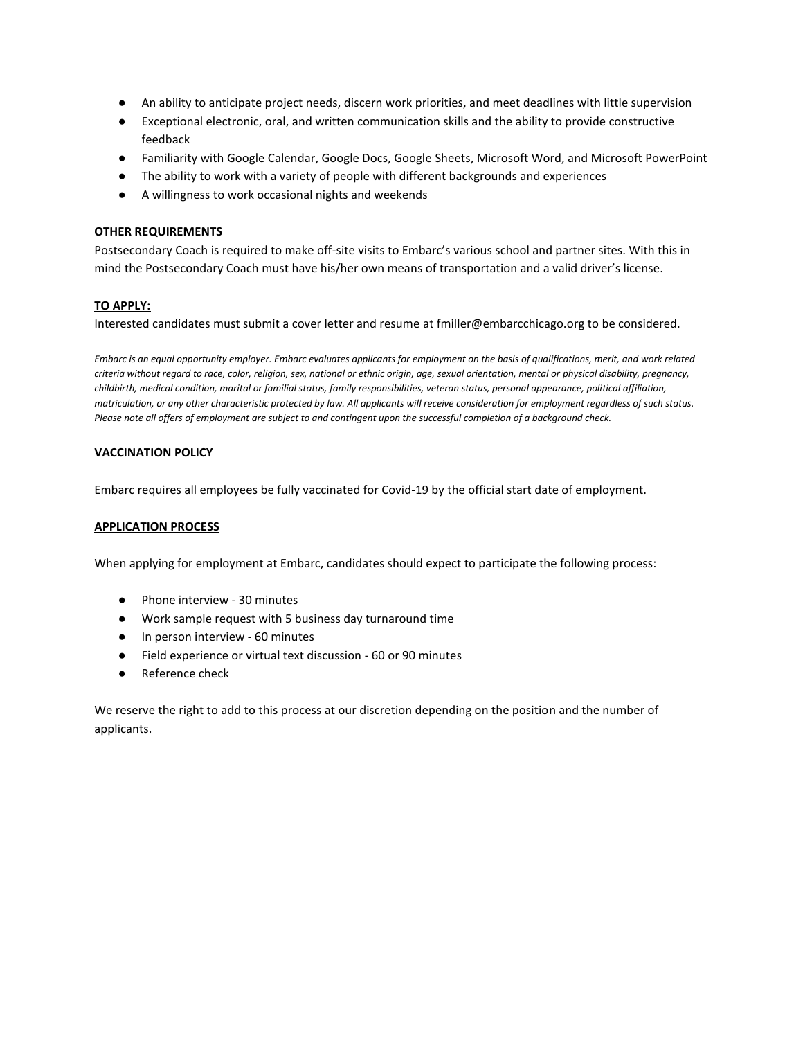- An ability to anticipate project needs, discern work priorities, and meet deadlines with little supervision
- Exceptional electronic, oral, and written communication skills and the ability to provide constructive feedback
- Familiarity with Google Calendar, Google Docs, Google Sheets, Microsoft Word, and Microsoft PowerPoint
- The ability to work with a variety of people with different backgrounds and experiences
- A willingness to work occasional nights and weekends

**OTHER REQUIREMENTS**

Postsecondary Coach is required to make off-site visits to Embarc's various school and partner sites. With this in mind the Postsecondary Coach must have his/her own means of transportation and a valid driver's license.

**TO APPLY:**

Interested candidates must submit a cover letter and resume at fmiller@embarcchicago.org to be considered.

*Embarc is an equal opportunity employer. Embarc evaluates applicants for employment on the basis of qualifications, merit, and work related criteria without regard to race, color, religion, sex, national or ethnic origin, age, sexual orientation, mental or physical disability, pregnancy, childbirth, medical condition, marital or familial status, family responsibilities, veteran status, personal appearance, political affiliation, matriculation, or any other characteristic protected by law. All applicants will receive consideration for employment regardless of such status. Please note all offers of employment are subject to and contingent upon the successful completion of a background check.*

**VACCINATION POLICY**

Embarc requires all employees be fully vaccinated for Covid-19 by the official start date of employment.

**APPLICATION PROCESS**

When applying for employment at Embarc, candidates should expect to participate the following process:

- Phone interview - 30 minutes
- Work sample request with 5 business day turnaround time
- In person interview - 60 minutes
- Field experience or virtual text discussion - 60 or 90 minutes
- Reference check

We reserve the right to add to this process at our discretion depending on the position and the number of applicants.